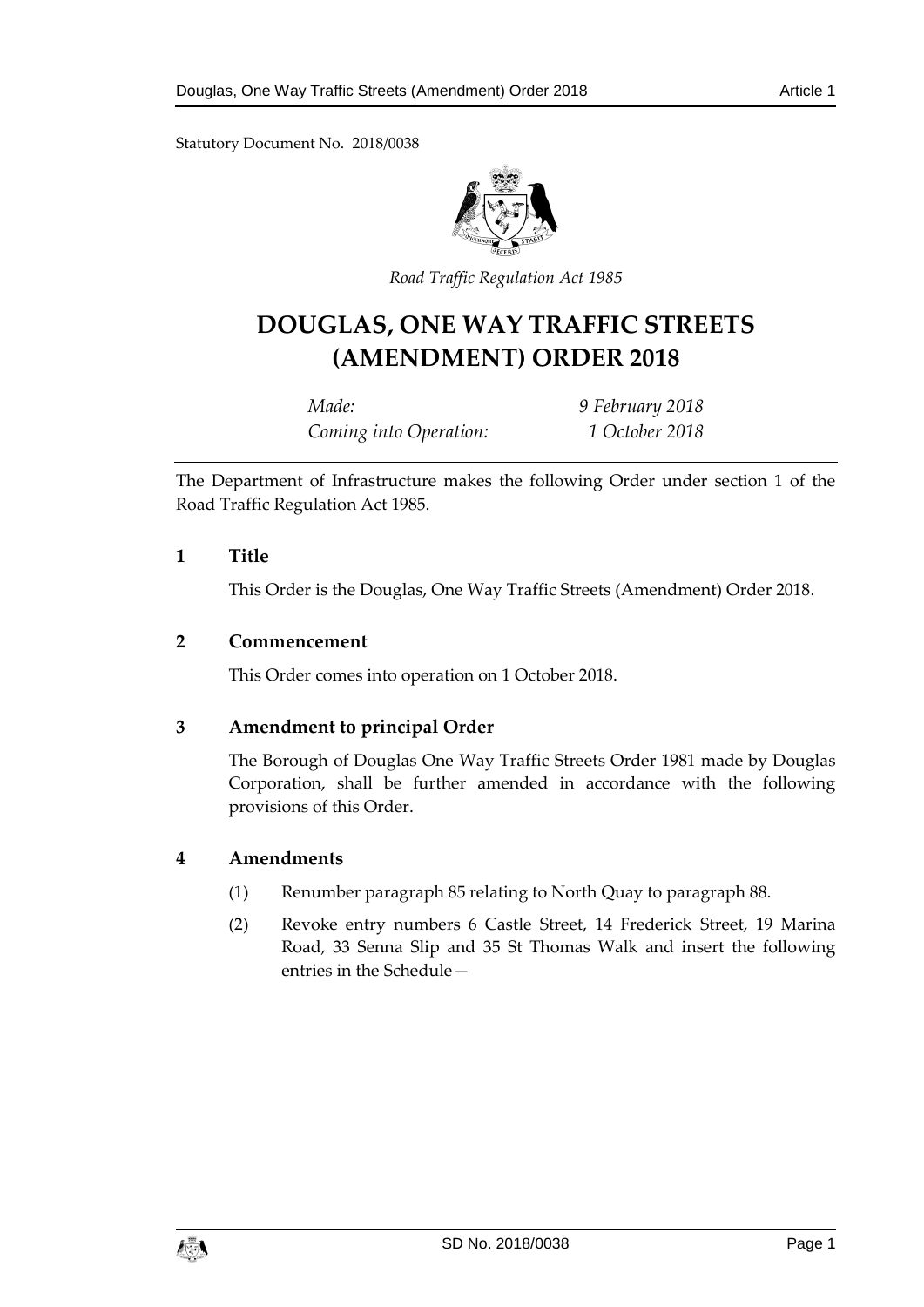Statutory Document No. 2018/0038

*Road Traffic Regulation Act 1985*

# DOUGLAS, ONE WAY TRAFFIC STREETS (AMENDMENT) ORDER 2018

| | |
|---|---|
| *Made:* | *9 February 2018* |
| *Coming into Operation:* | *1 October 2018* |

The Department of Infrastructure makes the following Order under section 1 of the Road Traffic Regulation Act 1985.

## 1 Title

This Order is the Douglas, One Way Traffic Streets (Amendment) Order 2018.

## 2 Commencement

This Order comes into operation on 1 October 2018.

## 3 Amendment to principal Order

The Borough of Douglas One Way Traffic Streets Order 1981 made by Douglas Corporation, shall be further amended in accordance with the following provisions of this Order.

## 4 Amendments

(1) Renumber paragraph 85 relating to North Quay to paragraph 88.

(2) Revoke entry numbers 6 Castle Street, 14 Frederick Street, 19 Marina Road, 33 Senna Slip and 35 St Thomas Walk and insert the following entries in the Schedule—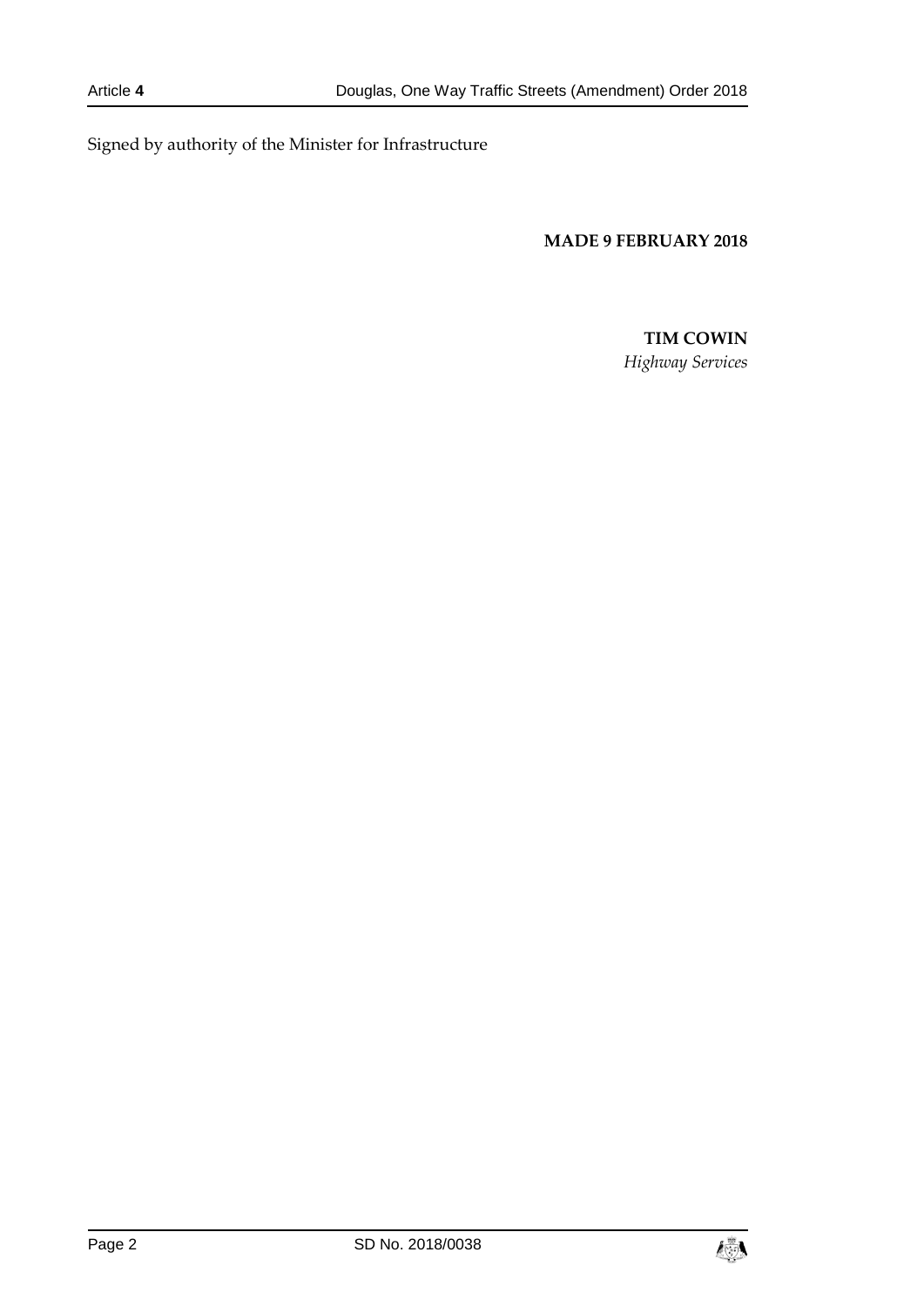Signed by authority of the Minister for Infrastructure

**MADE 9 FEBRUARY 2018**

**TIM COWIN**
*Highway Services*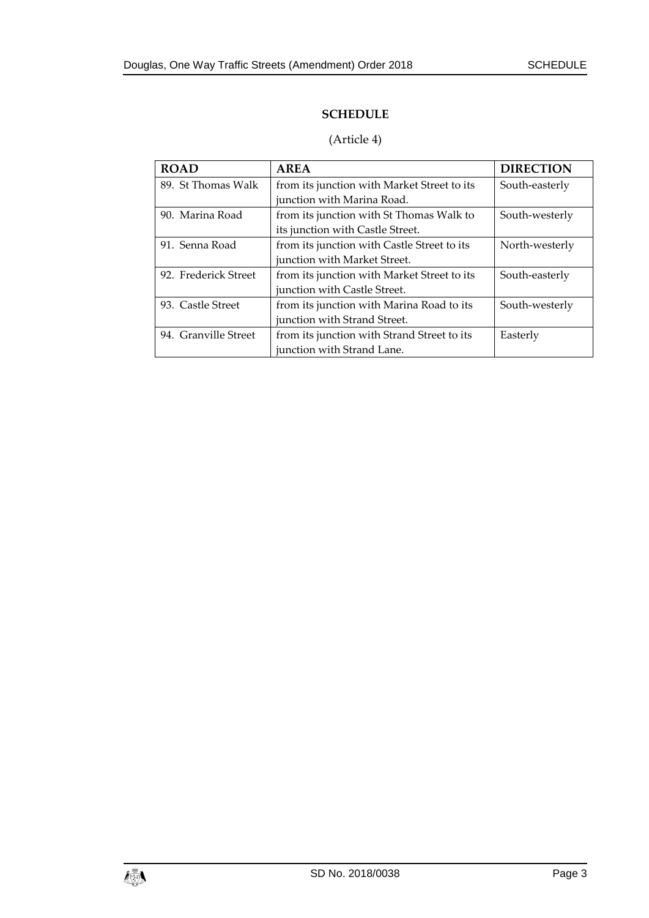## SCHEDULE

(Article 4)

| ROAD | AREA | DIRECTION |
|---|---|---|
| 89. St Thomas Walk | from its junction with Market Street to its junction with Marina Road. | South-easterly |
| 90. Marina Road | from its junction with St Thomas Walk to its junction with Castle Street. | South-westerly |
| 91. Senna Road | from its junction with Castle Street to its junction with Market Street. | North-westerly |
| 92. Frederick Street | from its junction with Market Street to its junction with Castle Street. | South-easterly |
| 93. Castle Street | from its junction with Marina Road to its junction with Strand Street. | South-westerly |
| 94. Granville Street | from its junction with Strand Street to its junction with Strand Lane. | Easterly |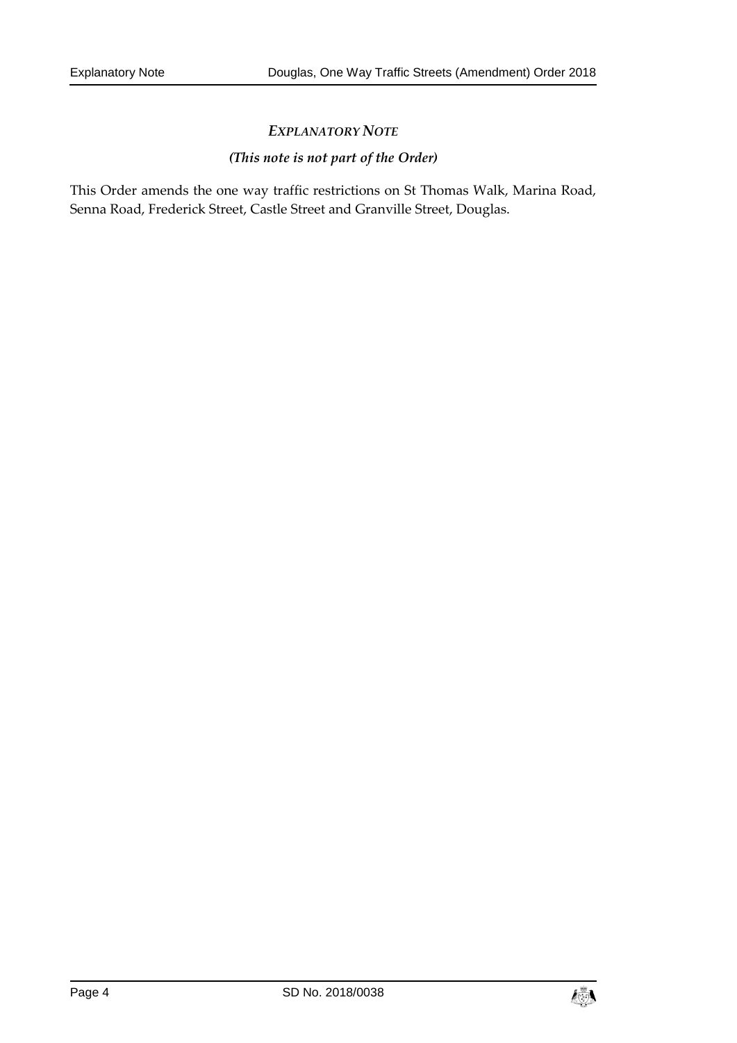## *EXPLANATORY NOTE*

***(This note is not part of the Order)***

This Order amends the one way traffic restrictions on St Thomas Walk, Marina Road, Senna Road, Frederick Street, Castle Street and Granville Street, Douglas.